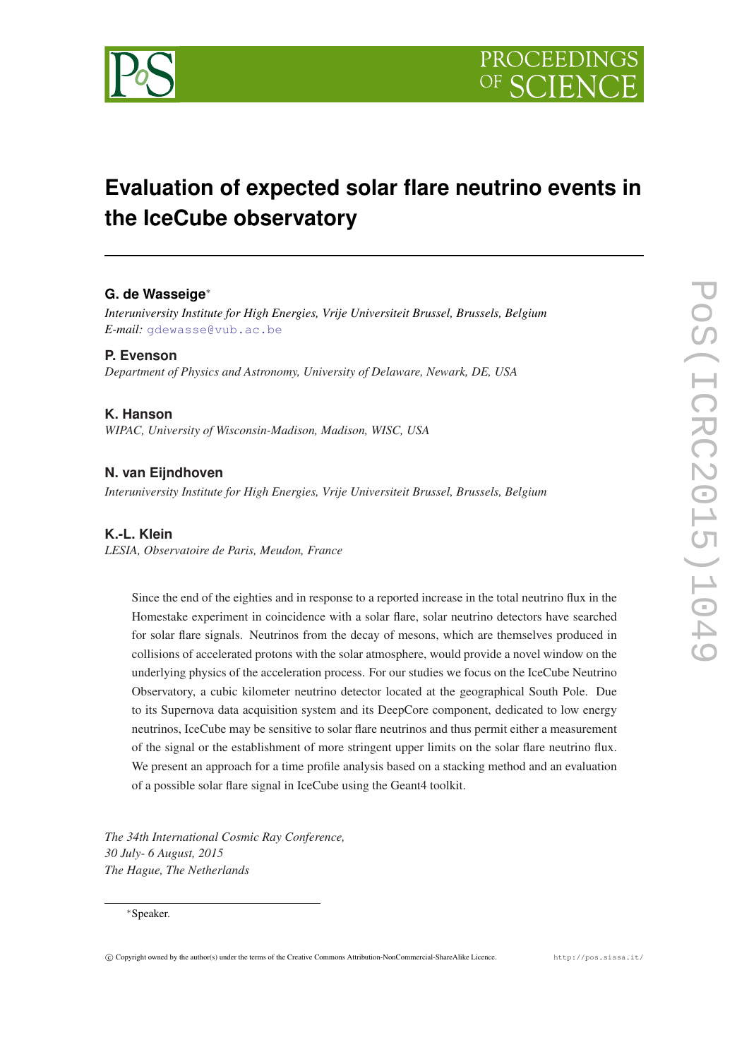# Evaluation of expected solar flare neutrino events in the IceCube observatory

**G. de Wasseige***

*Interuniversity Institute for High Energies, Vrije Universiteit Brussel, Brussels, Belgium*
*E-mail:* gdewasse@vub.ac.be

**P. Evenson**

*Department of Physics and Astronomy, University of Delaware, Newark, DE, USA*

**K. Hanson**

*WIPAC, University of Wisconsin-Madison, Madison, WISC, USA*

**N. van Eijndhoven**

*Interuniversity Institute for High Energies, Vrije Universiteit Brussel, Brussels, Belgium*

**K.-L. Klein**

*LESIA, Observatoire de Paris, Meudon, France*

Since the end of the eighties and in response to a reported increase in the total neutrino flux in the Homestake experiment in coincidence with a solar flare, solar neutrino detectors have searched for solar flare signals. Neutrinos from the decay of mesons, which are themselves produced in collisions of accelerated protons with the solar atmosphere, would provide a novel window on the underlying physics of the acceleration process. For our studies we focus on the IceCube Neutrino Observatory, a cubic kilometer neutrino detector located at the geographical South Pole. Due to its Supernova data acquisition system and its DeepCore component, dedicated to low energy neutrinos, IceCube may be sensitive to solar flare neutrinos and thus permit either a measurement of the signal or the establishment of more stringent upper limits on the solar flare neutrino flux. We present an approach for a time profile analysis based on a stacking method and an evaluation of a possible solar flare signal in IceCube using the Geant4 toolkit.

*The 34th International Cosmic Ray Conference,*
*30 July- 6 August, 2015*
*The Hague, The Netherlands*

*Speaker.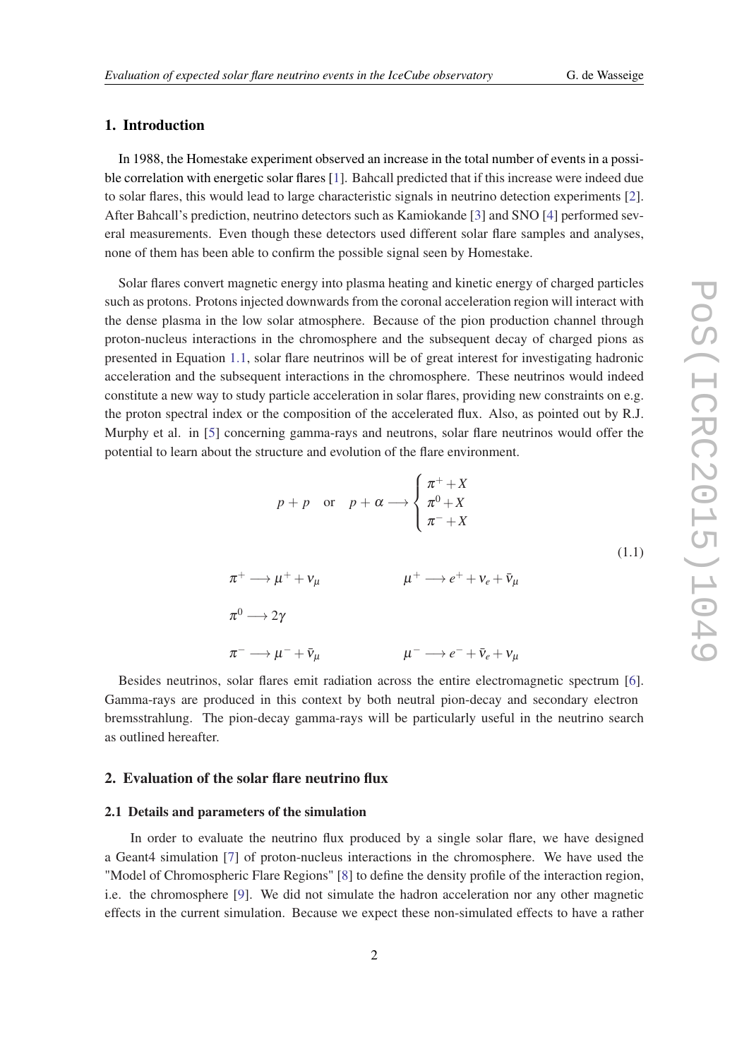## 1. Introduction

In 1988, the Homestake experiment observed an increase in the total number of events in a possible correlation with energetic solar flares [1]. Bahcall predicted that if this increase were indeed due to solar flares, this would lead to large characteristic signals in neutrino detection experiments [2]. After Bahcall's prediction, neutrino detectors such as Kamiokande [3] and SNO [4] performed several measurements. Even though these detectors used different solar flare samples and analyses, none of them has been able to confirm the possible signal seen by Homestake.

Solar flares convert magnetic energy into plasma heating and kinetic energy of charged particles such as protons. Protons injected downwards from the coronal acceleration region will interact with the dense plasma in the low solar atmosphere. Because of the pion production channel through proton-nucleus interactions in the chromosphere and the subsequent decay of charged pions as presented in Equation 1.1, solar flare neutrinos will be of great interest for investigating hadronic acceleration and the subsequent interactions in the chromosphere. These neutrinos would indeed constitute a new way to study particle acceleration in solar flares, providing new constraints on e.g. the proton spectral index or the composition of the accelerated flux. Also, as pointed out by R.J. Murphy et al. in [5] concerning gamma-rays and neutrons, solar flare neutrinos would offer the potential to learn about the structure and evolution of the flare environment.

$$
p + p \quad \text{or} \quad p + \alpha \longrightarrow \begin{cases} \pi^+ + X \\ \pi^0 + X \\ \pi^- + X \end{cases}
$$

$$
\begin{aligned}
&\pi^+ \longrightarrow \mu^+ + \nu_\mu && \mu^+ \longrightarrow e^+ + \nu_e + \bar{\nu}_\mu \\
&\pi^0 \longrightarrow 2\gamma && \\
&\pi^- \longrightarrow \mu^- + \bar{\nu}_\mu && \mu^- \longrightarrow e^- + \bar{\nu}_e + \nu_\mu
\end{aligned} \tag{1.1}
$$

Besides neutrinos, solar flares emit radiation across the entire electromagnetic spectrum [6]. Gamma-rays are produced in this context by both neutral pion-decay and secondary electron bremsstrahlung. The pion-decay gamma-rays will be particularly useful in the neutrino search as outlined hereafter.

## 2. Evaluation of the solar flare neutrino flux

### 2.1 Details and parameters of the simulation

In order to evaluate the neutrino flux produced by a single solar flare, we have designed a Geant4 simulation [7] of proton-nucleus interactions in the chromosphere. We have used the "Model of Chromospheric Flare Regions" [8] to define the density profile of the interaction region, i.e. the chromosphere [9]. We did not simulate the hadron acceleration nor any other magnetic effects in the current simulation. Because we expect these non-simulated effects to have a rather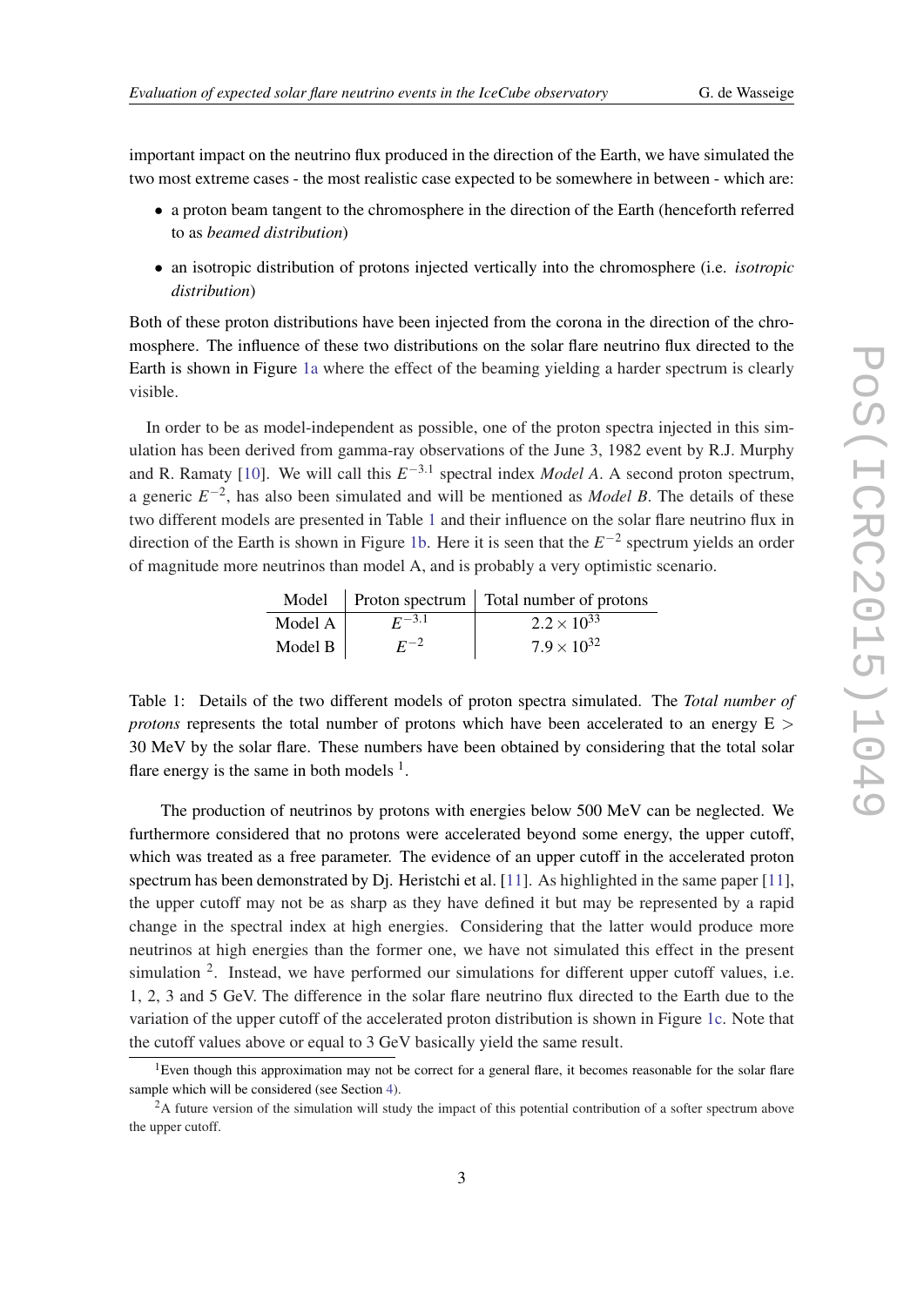important impact on the neutrino flux produced in the direction of the Earth, we have simulated the two most extreme cases - the most realistic case expected to be somewhere in between - which are:

- a proton beam tangent to the chromosphere in the direction of the Earth (henceforth referred to as *beamed distribution*)
- an isotropic distribution of protons injected vertically into the chromosphere (i.e. *isotropic distribution*)

Both of these proton distributions have been injected from the corona in the direction of the chromosphere. The influence of these two distributions on the solar flare neutrino flux directed to the Earth is shown in Figure 1a where the effect of the beaming yielding a harder spectrum is clearly visible.

In order to be as model-independent as possible, one of the proton spectra injected in this simulation has been derived from gamma-ray observations of the June 3, 1982 event by R.J. Murphy and R. Ramaty [10]. We will call this $E^{-3.1}$ spectral index *Model A*. A second proton spectrum, a generic $E^{-2}$, has also been simulated and will be mentioned as *Model B*. The details of these two different models are presented in Table 1 and their influence on the solar flare neutrino flux in direction of the Earth is shown in Figure 1b. Here it is seen that the $E^{-2}$ spectrum yields an order of magnitude more neutrinos than model A, and is probably a very optimistic scenario.

| Model | Proton spectrum | Total number of protons |
|---|---|---|
| Model A | $E^{-3.1}$ | $2.2 \times 10^{33}$ |
| Model B | $E^{-2}$ | $7.9 \times 10^{32}$ |

Table 1: Details of the two different models of proton spectra simulated. The *Total number of protons* represents the total number of protons which have been accelerated to an energy E > 30 MeV by the solar flare. These numbers have been obtained by considering that the total solar flare energy is the same in both models [1].

The production of neutrinos by protons with energies below 500 MeV can be neglected. We furthermore considered that no protons were accelerated beyond some energy, the upper cutoff, which was treated as a free parameter. The evidence of an upper cutoff in the accelerated proton spectrum has been demonstrated by Dj. Heristchi et al. [11]. As highlighted in the same paper [11], the upper cutoff may not be as sharp as they have defined it but may be represented by a rapid change in the spectral index at high energies. Considering that the latter would produce more neutrinos at high energies than the former one, we have not simulated this effect in the present simulation [2]. Instead, we have performed our simulations for different upper cutoff values, i.e. 1, 2, 3 and 5 GeV. The difference in the solar flare neutrino flux directed to the Earth due to the variation of the upper cutoff of the accelerated proton distribution is shown in Figure 1c. Note that the cutoff values above or equal to 3 GeV basically yield the same result.

[1] Even though this approximation may not be correct for a general flare, it becomes reasonable for the solar flare sample which will be considered (see Section 4).

[2] A future version of the simulation will study the impact of this potential contribution of a softer spectrum above the upper cutoff.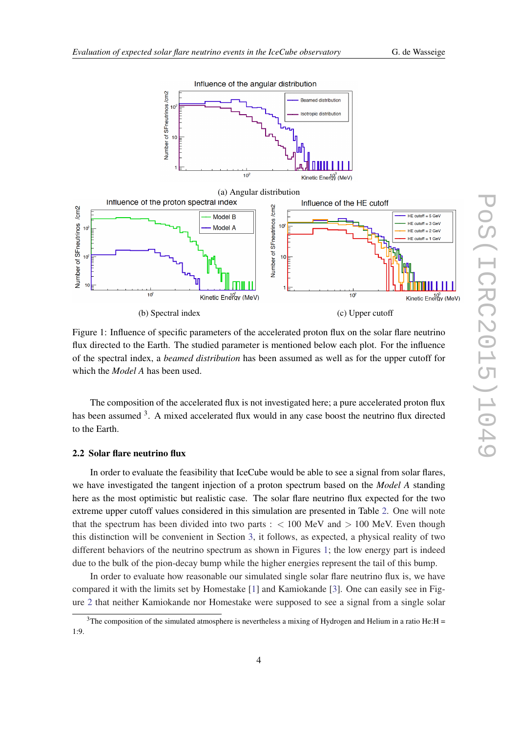(a) Angular distribution

(b) Spectral index

(c) Upper cutoff

Figure 1: Influence of specific parameters of the accelerated proton flux on the solar flare neutrino flux directed to the Earth. The studied parameter is mentioned below each plot. For the influence of the spectral index, a *beamed distribution* has been assumed as well as for the upper cutoff for which the *Model A* has been used.

The composition of the accelerated flux is not investigated here; a pure accelerated proton flux has been assumed [3]. A mixed accelerated flux would in any case boost the neutrino flux directed to the Earth.

### 2.2 Solar flare neutrino flux

In order to evaluate the feasibility that IceCube would be able to see a signal from solar flares, we have investigated the tangent injection of a proton spectrum based on the *Model A* standing here as the most optimistic but realistic case. The solar flare neutrino flux expected for the two extreme upper cutoff values considered in this simulation are presented in Table 2. One will note that the spectrum has been divided into two parts : $<$ 100 MeV and $>$ 100 MeV. Even though this distinction will be convenient in Section 3, it follows, as expected, a physical reality of two different behaviors of the neutrino spectrum as shown in Figures 1; the low energy part is indeed due to the bulk of the pion-decay bump while the higher energies represent the tail of this bump.

In order to evaluate how reasonable our simulated single solar flare neutrino flux is, we have compared it with the limits set by Homestake [1] and Kamiokande [3]. One can easily see in Figure 2 that neither Kamiokande nor Homestake were supposed to see a signal from a single solar

[3] The composition of the simulated atmosphere is nevertheless a mixing of Hydrogen and Helium in a ratio He:H = 1:9.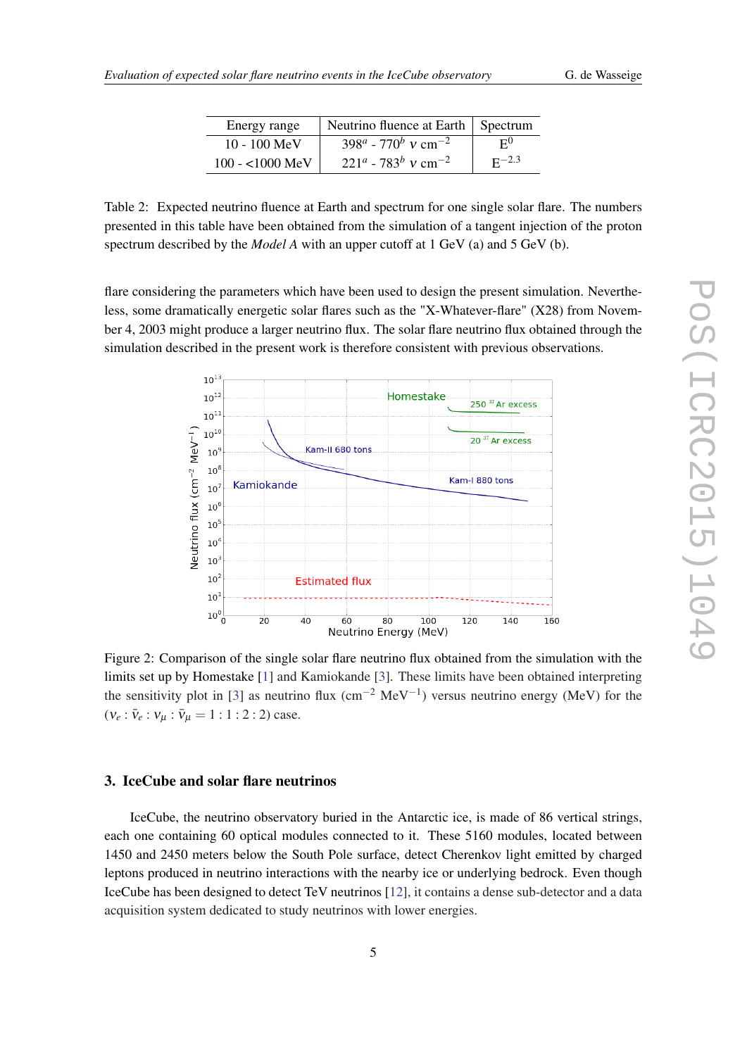| Energy range | Neutrino fluence at Earth | Spectrum |
|---|---|---|
| 10 - 100 MeV | $398^a$ - $770^b$ $\nu$ cm$^{-2}$ | $E^0$ |
| 100 - <1000 MeV | $221^a$ - $783^b$ $\nu$ cm$^{-2}$ | $E^{-2.3}$ |

Table 2: Expected neutrino fluence at Earth and spectrum for one single solar flare. The numbers presented in this table have been obtained from the simulation of a tangent injection of the proton spectrum described by the *Model A* with an upper cutoff at 1 GeV (a) and 5 GeV (b).

flare considering the parameters which have been used to design the present simulation. Nevertheless, some dramatically energetic solar flares such as the "X-Whatever-flare" (X28) from November 4, 2003 might produce a larger neutrino flux. The solar flare neutrino flux obtained through the simulation described in the present work is therefore consistent with previous observations.

Figure 2: Comparison of the single solar flare neutrino flux obtained from the simulation with the limits set up by Homestake [1] and Kamiokande [3]. These limits have been obtained interpreting the sensitivity plot in [3] as neutrino flux (cm$^{-2}$ MeV$^{-1}$) versus neutrino energy (MeV) for the ($\nu_e : \bar{\nu}_e : \nu_\mu : \bar{\nu}_\mu = 1:1:2:2$) case.

## 3. IceCube and solar flare neutrinos

IceCube, the neutrino observatory buried in the Antarctic ice, is made of 86 vertical strings, each one containing 60 optical modules connected to it. These 5160 modules, located between 1450 and 2450 meters below the South Pole surface, detect Cherenkov light emitted by charged leptons produced in neutrino interactions with the nearby ice or underlying bedrock. Even though IceCube has been designed to detect TeV neutrinos [12], it contains a dense sub-detector and a data acquisition system dedicated to study neutrinos with lower energies.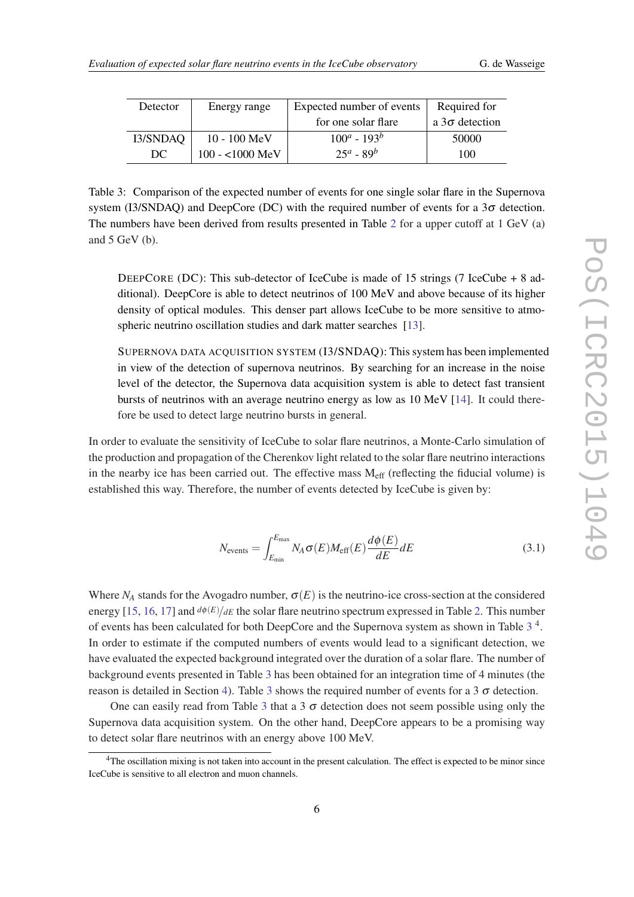| Detector | Energy range | Expected number of events for one solar flare | Required for a $3\sigma$ detection |
|---|---|---|---|
| I3/SNDAQ | 10 - 100 MeV | $100^a$ - $193^b$ | 50000 |
| DC | 100 - <1000 MeV | $25^a$ - $89^b$ | 100 |

Table 3: Comparison of the expected number of events for one single solar flare in the Supernova system (I3/SNDAQ) and DeepCore (DC) with the required number of events for a $3\sigma$ detection. The numbers have been derived from results presented in Table 2 for a upper cutoff at 1 GeV (a) and 5 GeV (b).

DEEPCORE (DC): This sub-detector of IceCube is made of 15 strings (7 IceCube + 8 additional). DeepCore is able to detect neutrinos of 100 MeV and above because of its higher density of optical modules. This denser part allows IceCube to be more sensitive to atmospheric neutrino oscillation studies and dark matter searches [13].

SUPERNOVA DATA ACQUISITION SYSTEM (I3/SNDAQ): This system has been implemented in view of the detection of supernova neutrinos. By searching for an increase in the noise level of the detector, the Supernova data acquisition system is able to detect fast transient bursts of neutrinos with an average neutrino energy as low as 10 MeV [14]. It could therefore be used to detect large neutrino bursts in general.

In order to evaluate the sensitivity of IceCube to solar flare neutrinos, a Monte-Carlo simulation of the production and propagation of the Cherenkov light related to the solar flare neutrino interactions in the nearby ice has been carried out. The effective mass $M_{\text{eff}}$ (reflecting the fiducial volume) is established this way. Therefore, the number of events detected by IceCube is given by:

$$N_{\text{events}} = \int_{E_{\min}}^{E_{\max}} N_A \sigma(E) M_{\text{eff}}(E) \frac{d\phi(E)}{dE} dE \tag{3.1}$$

Where $N_A$ stands for the Avogadro number, $\sigma(E)$ is the neutrino-ice cross-section at the considered energy [15, 16, 17] and $d\phi(E)/dE$ the solar flare neutrino spectrum expressed in Table 2. This number of events has been calculated for both DeepCore and the Supernova system as shown in Table 3 [4]. In order to estimate if the computed numbers of events would lead to a significant detection, we have evaluated the expected background integrated over the duration of a solar flare. The number of background events presented in Table 3 has been obtained for an integration time of 4 minutes (the reason is detailed in Section 4). Table 3 shows the required number of events for a $3\ \sigma$ detection.

One can easily read from Table 3 that a $3\ \sigma$ detection does not seem possible using only the Supernova data acquisition system. On the other hand, DeepCore appears to be a promising way to detect solar flare neutrinos with an energy above 100 MeV.

[4] The oscillation mixing is not taken into account in the present calculation. The effect is expected to be minor since IceCube is sensitive to all electron and muon channels.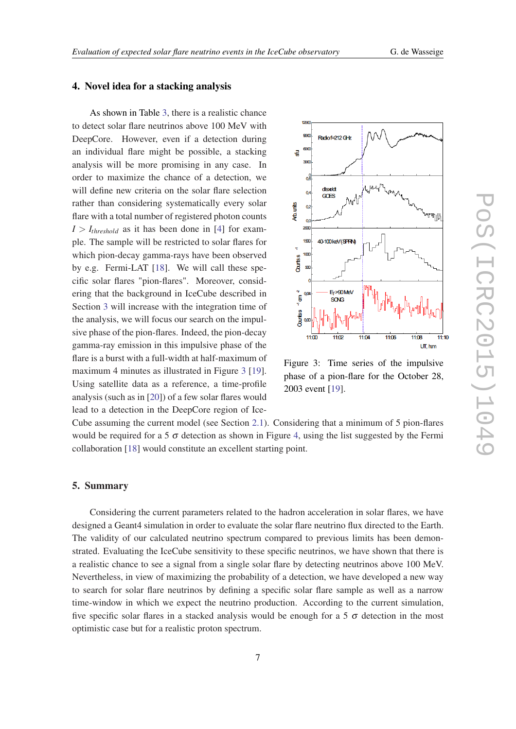## 4. Novel idea for a stacking analysis

As shown in Table 3, there is a realistic chance to detect solar flare neutrinos above 100 MeV with DeepCore. However, even if a detection during an individual flare might be possible, a stacking analysis will be more promising in any case. In order to maximize the chance of a detection, we will define new criteria on the solar flare selection rather than considering systematically every solar flare with a total number of registered photon counts $I > I_{threshold}$ as it has been done in [4] for example. The sample will be restricted to solar flares for which pion-decay gamma-rays have been observed by e.g. Fermi-LAT [18]. We will call these specific solar flares "pion-flares". Moreover, considering that the background in IceCube described in Section 3 will increase with the integration time of the analysis, we will focus our search on the impulsive phase of the pion-flares. Indeed, the pion-decay gamma-ray emission in this impulsive phase of the flare is a burst with a full-width at half-maximum of maximum 4 minutes as illustrated in Figure 3 [19]. Using satellite data as a reference, a time-profile analysis (such as in [20]) of a few solar flares would lead to a detection in the DeepCore region of IceCube assuming the current model (see Section 2.1). Considering that a minimum of 5 pion-flares would be required for a 5 $\sigma$ detection as shown in Figure 4, using the list suggested by the Fermi collaboration [18] would constitute an excellent starting point.

Figure 3: Time series of the impulsive phase of a pion-flare for the October 28, 2003 event [19].

## 5. Summary

Considering the current parameters related to the hadron acceleration in solar flares, we have designed a Geant4 simulation in order to evaluate the solar flare neutrino flux directed to the Earth. The validity of our calculated neutrino spectrum compared to previous limits has been demonstrated. Evaluating the IceCube sensitivity to these specific neutrinos, we have shown that there is a realistic chance to see a signal from a single solar flare by detecting neutrinos above 100 MeV. Nevertheless, in view of maximizing the probability of a detection, we have developed a new way to search for solar flare neutrinos by defining a specific solar flare sample as well as a narrow time-window in which we expect the neutrino production. According to the current simulation, five specific solar flares in a stacked analysis would be enough for a 5 $\sigma$ detection in the most optimistic case but for a realistic proton spectrum.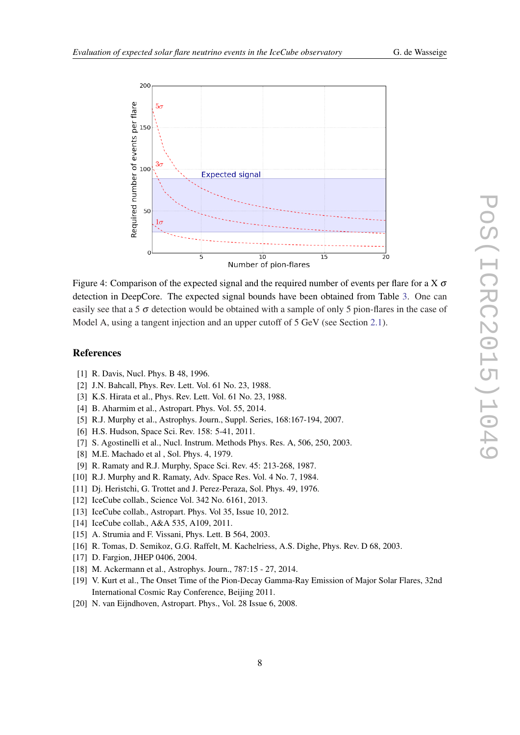Required number of events per flare

200

150

100

50

0

$5\sigma$

$3\sigma$

$1\sigma$

Expected signal

5

10

15

20

Number of pion-flares

Figure 4: Comparison of the expected signal and the required number of events per flare for a X $\sigma$ detection in DeepCore. The expected signal bounds have been obtained from Table 3. One can easily see that a 5 $\sigma$ detection would be obtained with a sample of only 5 pion-flares in the case of Model A, using a tangent injection and an upper cutoff of 5 GeV (see Section 2.1).

## References

[1] R. Davis, Nucl. Phys. B 48, 1996.

[2] J.N. Bahcall, Phys. Rev. Lett. Vol. 61 No. 23, 1988.

[3] K.S. Hirata et al., Phys. Rev. Lett. Vol. 61 No. 23, 1988.

[4] B. Aharmim et al., Astropart. Phys. Vol. 55, 2014.

[5] R.J. Murphy et al., Astrophys. Journ., Suppl. Series, 168:167-194, 2007.

[6] H.S. Hudson, Space Sci. Rev. 158: 5-41, 2011.

[7] S. Agostinelli et al., Nucl. Instrum. Methods Phys. Res. A, 506, 250, 2003.

[8] M.E. Machado et al , Sol. Phys. 4, 1979.

[9] R. Ramaty and R.J. Murphy, Space Sci. Rev. 45: 213-268, 1987.

[10] R.J. Murphy and R. Ramaty, Adv. Space Res. Vol. 4 No. 7, 1984.

[11] Dj. Heristchi, G. Trottet and J. Perez-Peraza, Sol. Phys. 49, 1976.

[12] IceCube collab., Science Vol. 342 No. 6161, 2013.

[13] IceCube collab., Astropart. Phys. Vol 35, Issue 10, 2012.

[14] IceCube collab., A&A 535, A109, 2011.

[15] A. Strumia and F. Vissani, Phys. Lett. B 564, 2003.

[16] R. Tomas, D. Semikoz, G.G. Raffelt, M. Kachelriess, A.S. Dighe, Phys. Rev. D 68, 2003.

[17] D. Fargion, JHEP 0406, 2004.

[18] M. Ackermann et al., Astrophys. Journ., 787:15 - 27, 2014.

[19] V. Kurt et al., The Onset Time of the Pion-Decay Gamma-Ray Emission of Major Solar Flares, 32nd International Cosmic Ray Conference, Beijing 2011.

[20] N. van Eijndhoven, Astropart. Phys., Vol. 28 Issue 6, 2008.